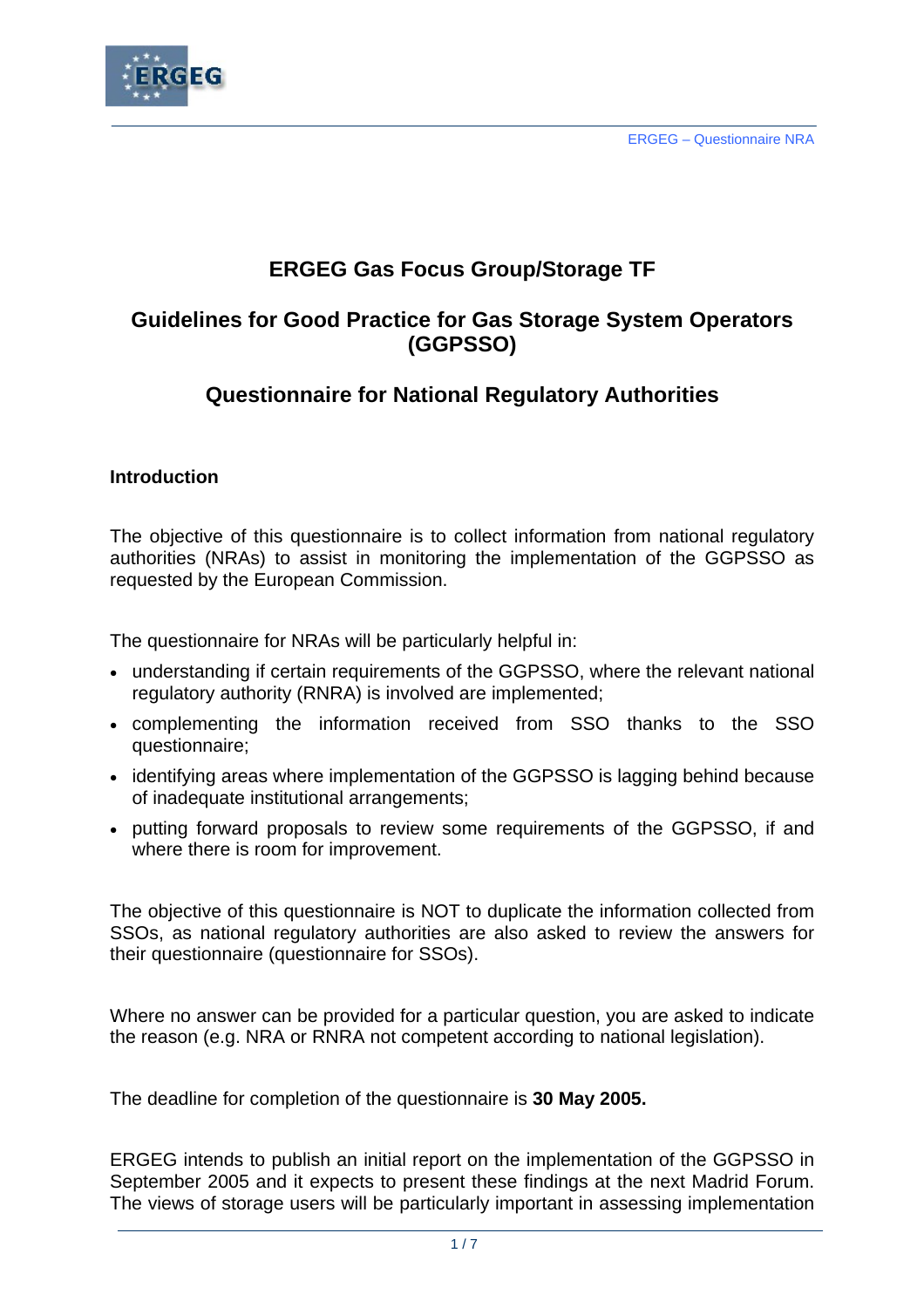# ERGEG Gas Focus Group/Storage TF

## Guidelines for Good Practice for Gas Storage System Operators (GGPSSO)

## Questionnaire for National Regulatory Authorities

### Introduction

The objective of this questionnaire is to collect information from national regulatory authorities (NRAs) to assist in monitoring the implementation of the GGPSSO as requested by the European Commission.

The questionnaire for NRAs will be particularly helpful in:

- understanding if certain requirements of the GGPSSO, where the relevant national regulatory authority (RNRA) is involved are implemented;
- complementing the information received from SSO thanks to the SSO questionnaire;
- identifying areas where implementation of the GGPSSO is lagging behind because of inadequate institutional arrangements;
- putting forward proposals to review some requirements of the GGPSSO, if and where there is room for improvement.

The objective of this questionnaire is NOT to duplicate the information collected from SSOs, as national regulatory authorities are also asked to review the answers for their questionnaire (questionnaire for SSOs).

Where no answer can be provided for a particular question, you are asked to indicate the reason (e.g. NRA or RNRA not competent according to national legislation).

The deadline for completion of the questionnaire is **30 May 2005.**

ERGEG intends to publish an initial report on the implementation of the GGPSSO in September 2005 and it expects to present these findings at the next Madrid Forum. The views of storage users will be particularly important in assessing implementation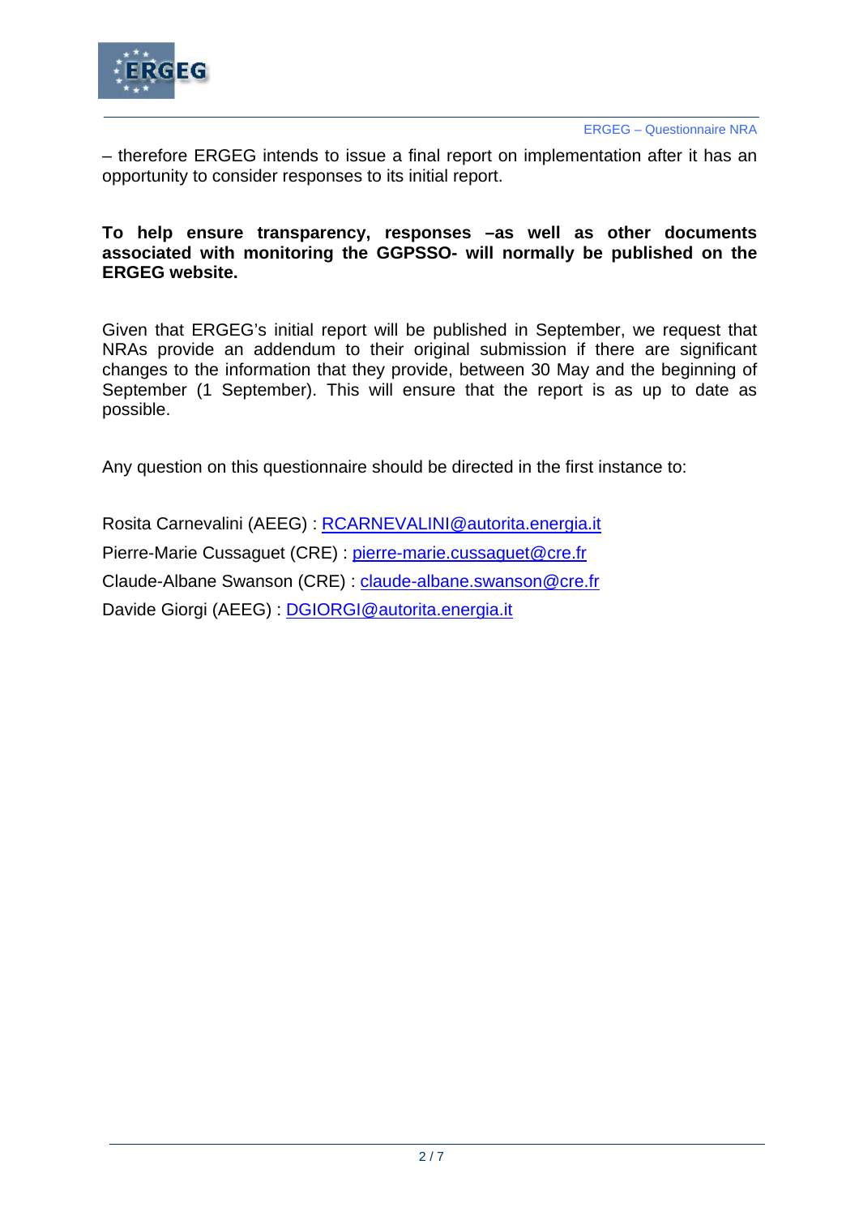– therefore ERGEG intends to issue a final report on implementation after it has an opportunity to consider responses to its initial report.

**To help ensure transparency, responses –as well as other documents associated with monitoring the GGPSSO- will normally be published on the ERGEG website.**

Given that ERGEG's initial report will be published in September, we request that NRAs provide an addendum to their original submission if there are significant changes to the information that they provide, between 30 May and the beginning of September (1 September). This will ensure that the report is as up to date as possible.

Any question on this questionnaire should be directed in the first instance to:

Rosita Carnevalini (AEEG) : RCARNEVALINI@autorita.energia.it

Pierre-Marie Cussaguet (CRE) : pierre-marie.cussaguet@cre.fr

Claude-Albane Swanson (CRE) : claude-albane.swanson@cre.fr

Davide Giorgi (AEEG) : DGIORGI@autorita.energia.it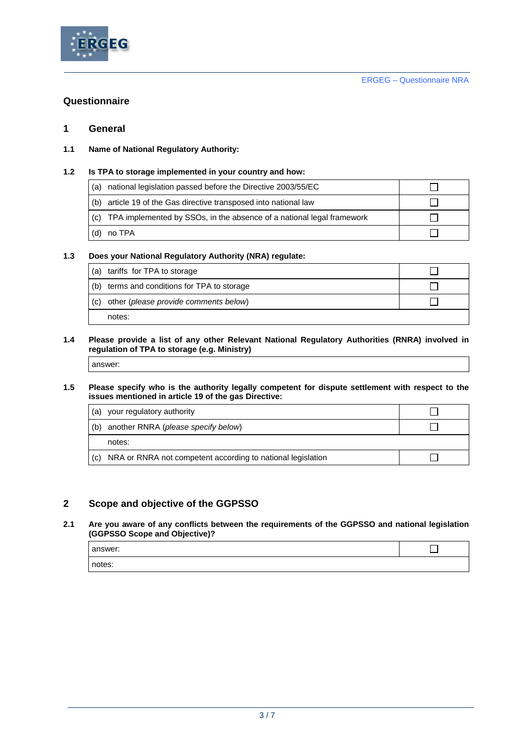## Questionnaire

### 1 General

**1.1 Name of National Regulatory Authority:**

**1.2 Is TPA to storage implemented in your country and how:**

| | |
|---|---|
| (a) national legislation passed before the Directive 2003/55/EC | ☐ |
| (b) article 19 of the Gas directive transposed into national law | ☐ |
| (c) TPA implemented by SSOs, in the absence of a national legal framework | ☐ |
| (d) no TPA | ☐ |

**1.3 Does your National Regulatory Authority (NRA) regulate:**

| | |
|---|---|
| (a) tariffs for TPA to storage | ☐ |
| (b) terms and conditions for TPA to storage | ☐ |
| (c) other (*please provide comments below*) | ☐ |
| notes: | |

**1.4 Please provide a list of any other Relevant National Regulatory Authorities (RNRA) involved in regulation of TPA to storage (e.g. Ministry)**

| |
|---|
| answer: |

**1.5 Please specify who is the authority legally competent for dispute settlement with respect to the issues mentioned in article 19 of the gas Directive:**

| | |
|---|---|
| (a) your regulatory authority | ☐ |
| (b) another RNRA (*please specify below*) | ☐ |
| notes: | |
| (c) NRA or RNRA not competent according to national legislation | ☐ |

### 2 Scope and objective of the GGPSSO

**2.1 Are you aware of any conflicts between the requirements of the GGPSSO and national legislation (GGPSSO Scope and Objective)?**

| | |
|---|---|
| answer: | ☐ |
| notes: | |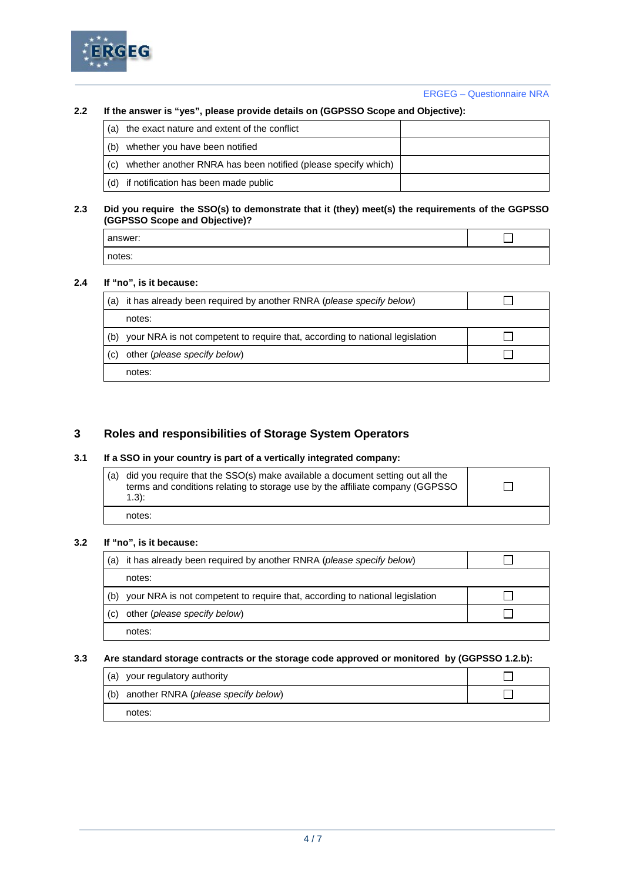**2.2 If the answer is "yes", please provide details on (GGPSSO Scope and Objective):**

| | |
|---|---|
| (a) the exact nature and extent of the conflict | |
| (b) whether you have been notified | |
| (c) whether another RNRA has been notified (please specify which) | |
| (d) if notification has been made public | |

**2.3 Did you require the SSO(s) to demonstrate that it (they) meet(s) the requirements of the GGPSSO (GGPSSO Scope and Objective)?**

| | |
|---|---|
| answer: | ☐ |
| notes: | |

**2.4 If "no", is it because:**

| | |
|---|---|
| (a) it has already been required by another RNRA (*please specify below*) | ☐ |
| notes: | |
| (b) your NRA is not competent to require that, according to national legislation | ☐ |
| (c) other (*please specify below*) | ☐ |
| notes: | |

## 3 Roles and responsibilities of Storage System Operators

**3.1 If a SSO in your country is part of a vertically integrated company:**

| | |
|---|---|
| (a) did you require that the SSO(s) make available a document setting out all the terms and conditions relating to storage use by the affiliate company (GGPSSO 1.3): | ☐ |
| notes: | |

**3.2 If "no", is it because:**

| | |
|---|---|
| (a) it has already been required by another RNRA (*please specify below*) | ☐ |
| notes: | |
| (b) your NRA is not competent to require that, according to national legislation | ☐ |
| (c) other (*please specify below*) | ☐ |
| notes: | |

**3.3 Are standard storage contracts or the storage code approved or monitored by (GGPSSO 1.2.b):**

| | |
|---|---|
| (a) your regulatory authority | ☐ |
| (b) another RNRA (*please specify below*) | ☐ |
| notes: | |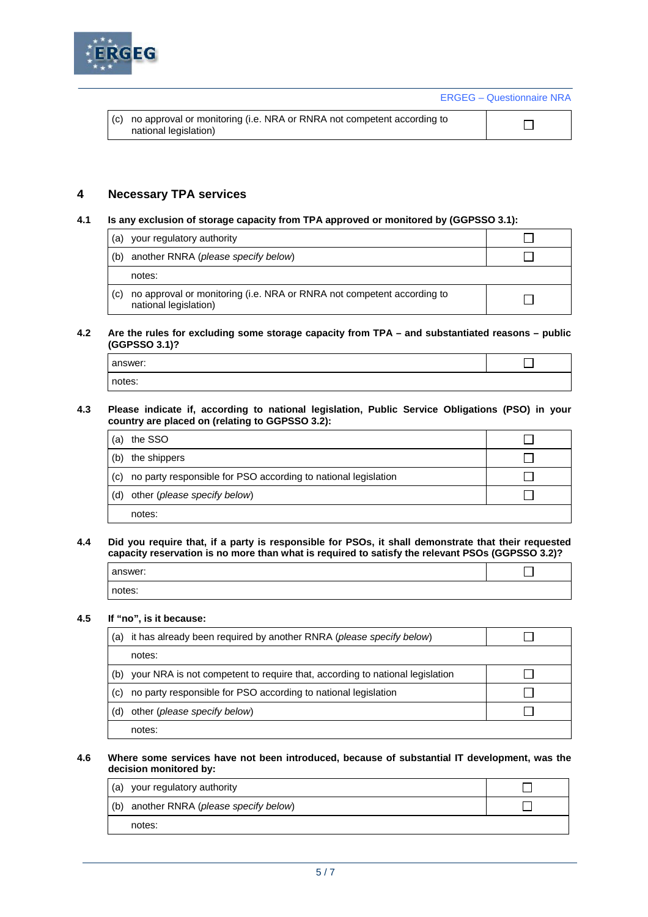| (c) no approval or monitoring (i.e. NRA or RNRA not competent according to national legislation) | ☐ |
|---|---|

## 4 Necessary TPA services

**4.1 Is any exclusion of storage capacity from TPA approved or monitored by (GGPSSO 3.1):**

| | |
|---|---|
| (a) your regulatory authority | ☐ |
| (b) another RNRA (*please specify below*) | ☐ |
| notes: | |
| (c) no approval or monitoring (i.e. NRA or RNRA not competent according to national legislation) | ☐ |

**4.2 Are the rules for excluding some storage capacity from TPA – and substantiated reasons – public (GGPSSO 3.1)?**

| | |
|---|---|
| answer: | ☐ |
| notes: | |

**4.3 Please indicate if, according to national legislation, Public Service Obligations (PSO) in your country are placed on (relating to GGPSSO 3.2):**

| | |
|---|---|
| (a) the SSO | ☐ |
| (b) the shippers | ☐ |
| (c) no party responsible for PSO according to national legislation | ☐ |
| (d) other (*please specify below*) | ☐ |
| notes: | |

**4.4 Did you require that, if a party is responsible for PSOs, it shall demonstrate that their requested capacity reservation is no more than what is required to satisfy the relevant PSOs (GGPSSO 3.2)?**

| | |
|---|---|
| answer: | ☐ |
| notes: | |

**4.5 If "no", is it because:**

| | |
|---|---|
| (a) it has already been required by another RNRA (*please specify below*) | ☐ |
| notes: | |
| (b) your NRA is not competent to require that, according to national legislation | ☐ |
| (c) no party responsible for PSO according to national legislation | ☐ |
| (d) other (*please specify below*) | ☐ |
| notes: | |

**4.6 Where some services have not been introduced, because of substantial IT development, was the decision monitored by:**

| | |
|---|---|
| (a) your regulatory authority | ☐ |
| (b) another RNRA (*please specify below*) | ☐ |
| notes: | |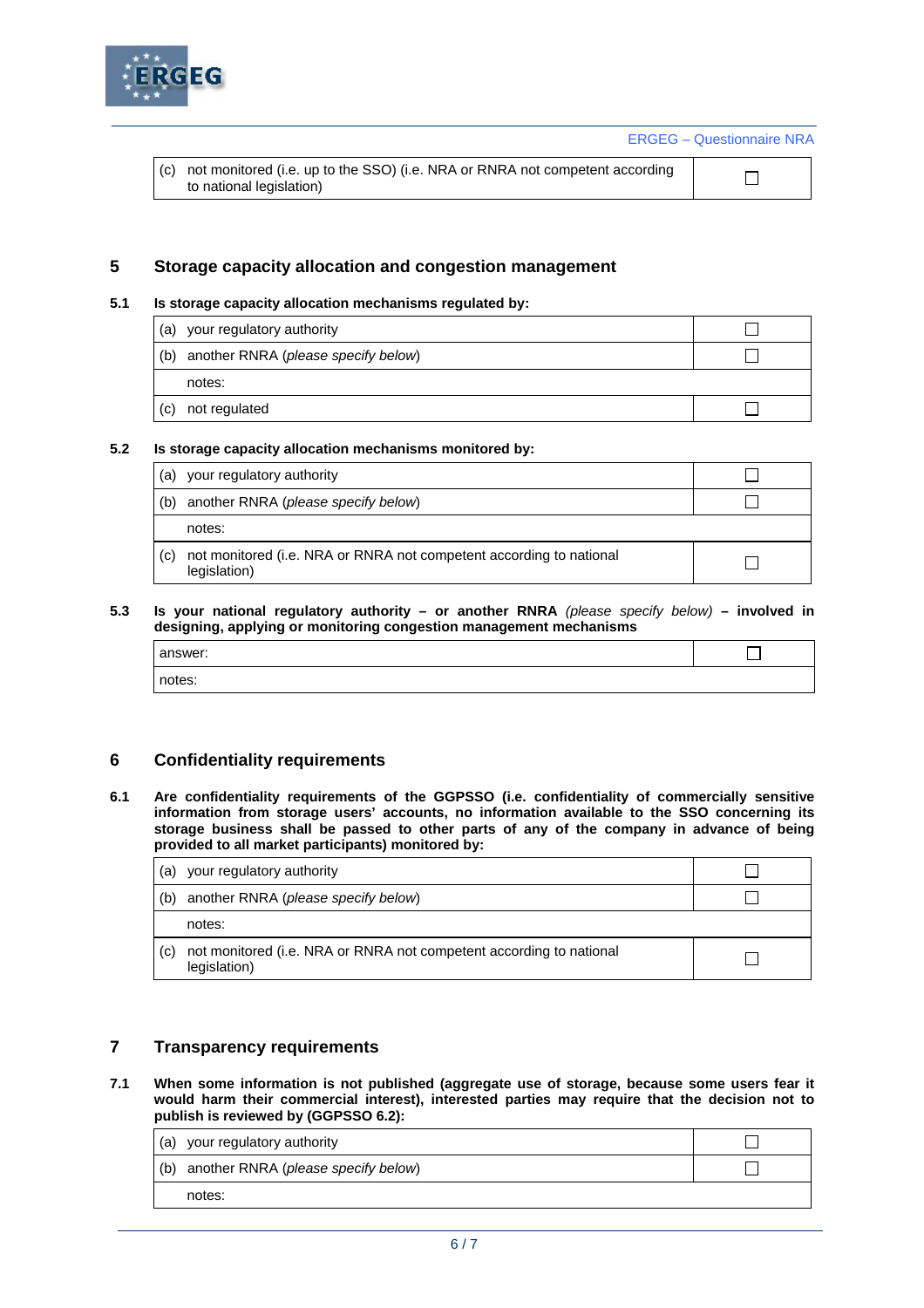| | |
|---|---|
| (c) not monitored (i.e. up to the SSO) (i.e. NRA or RNRA not competent according to national legislation) | ☐ |

## 5 Storage capacity allocation and congestion management

### 5.1 Is storage capacity allocation mechanisms regulated by:

| | |
|---|---|
| (a) your regulatory authority | ☐ |
| (b) another RNRA (*please specify below*) | ☐ |
| notes: | |
| (c) not regulated | ☐ |

### 5.2 Is storage capacity allocation mechanisms monitored by:

| | |
|---|---|
| (a) your regulatory authority | ☐ |
| (b) another RNRA (*please specify below*) | ☐ |
| notes: | |
| (c) not monitored (i.e. NRA or RNRA not competent according to national legislation) | ☐ |

### 5.3 Is your national regulatory authority – or another RNRA *(please specify below)* – involved in designing, applying or monitoring congestion management mechanisms

| | |
|---|---|
| answer: | ☐ |
| notes: | |

## 6 Confidentiality requirements

### 6.1 Are confidentiality requirements of the GGPSSO (i.e. confidentiality of commercially sensitive information from storage users' accounts, no information available to the SSO concerning its storage business shall be passed to other parts of any of the company in advance of being provided to all market participants) monitored by:

| | |
|---|---|
| (a) your regulatory authority | ☐ |
| (b) another RNRA (*please specify below*) | ☐ |
| notes: | |
| (c) not monitored (i.e. NRA or RNRA not competent according to national legislation) | ☐ |

## 7 Transparency requirements

### 7.1 When some information is not published (aggregate use of storage, because some users fear it would harm their commercial interest), interested parties may require that the decision not to publish is reviewed by (GGPSSO 6.2):

| | |
|---|---|
| (a) your regulatory authority | ☐ |
| (b) another RNRA (*please specify below*) | ☐ |
| notes: | |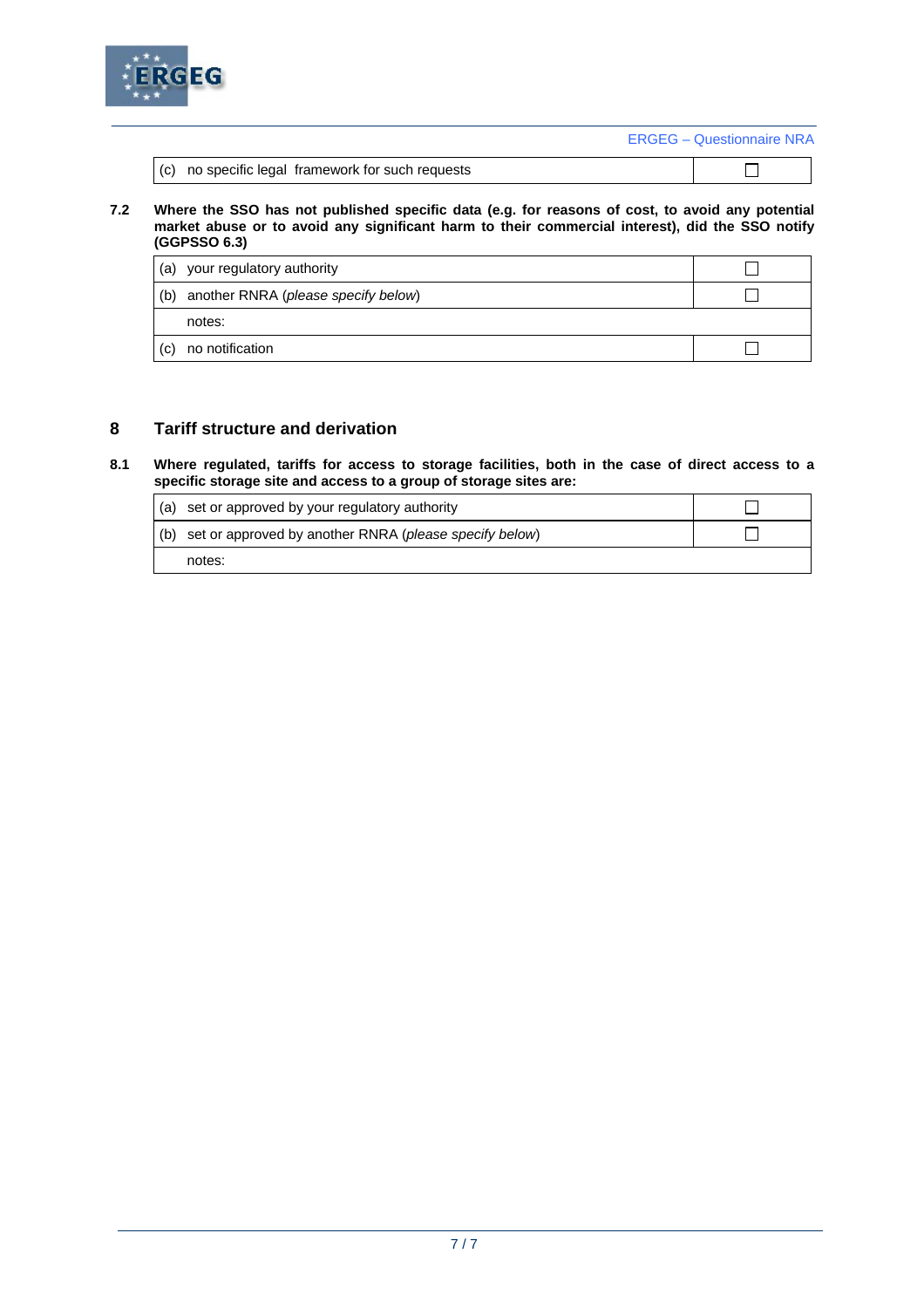| | |
|---|---|
| (c) no specific legal framework for such requests | ☐ |

**7.2 Where the SSO has not published specific data (e.g. for reasons of cost, to avoid any potential market abuse or to avoid any significant harm to their commercial interest), did the SSO notify (GGPSSO 6.3)**

| | |
|---|---|
| (a) your regulatory authority | ☐ |
| (b) another RNRA (*please specify below*) | ☐ |
| notes: | |
| (c) no notification | ☐ |

## 8 Tariff structure and derivation

**8.1 Where regulated, tariffs for access to storage facilities, both in the case of direct access to a specific storage site and access to a group of storage sites are:**

| | |
|---|---|
| (a) set or approved by your regulatory authority | ☐ |
| (b) set or approved by another RNRA (*please specify below*) | ☐ |
| notes: | |